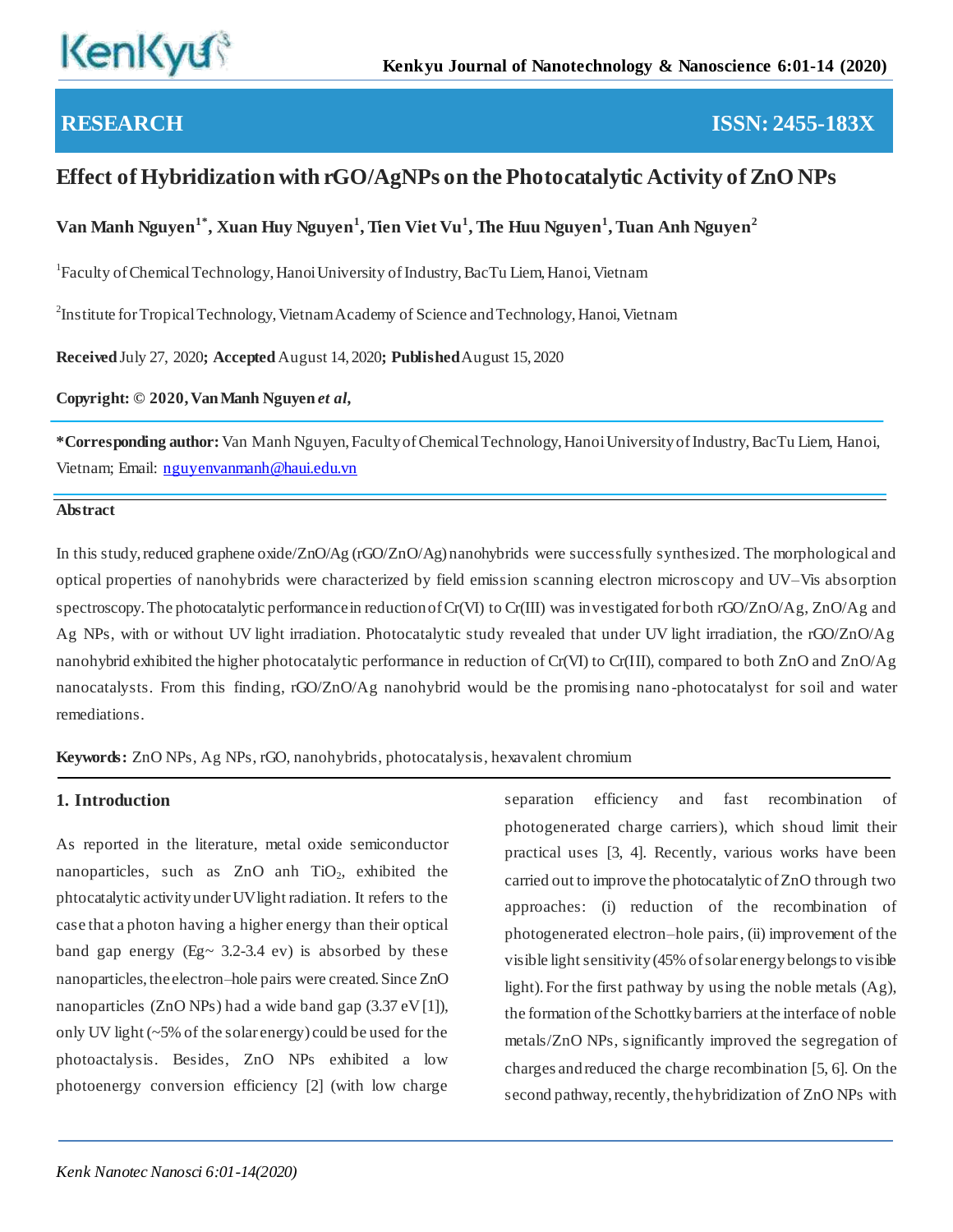RESEARCH

ISSN: 2455-183X

# Effect of Hybridization with rGO/AgNPs on the Photocatalytic Activity of ZnO NPs

**Van Manh Nguyen[1*], Xuan Huy Nguyen[1], Tien Viet Vu[1], The Huu Nguyen[1], Tuan Anh Nguyen[2]**

[1]Faculty of Chemical Technology, Hanoi University of Industry, BacTu Liem, Hanoi, Vietnam

[2]Institute for Tropical Technology, Vietnam Academy of Science and Technology, Hanoi, Vietnam

**Received** July 27, 2020**; Accepted** August 14, 2020**; Published** August 15, 2020

**Copyright: © 2020, Van Manh Nguyen *et al*,**

**\*Corresponding author:** Van Manh Nguyen, Faculty of Chemical Technology, Hanoi University of Industry, BacTu Liem, Hanoi, Vietnam; Email: nguyenvanmanh@haui.edu.vn

**Abstract**

In this study, reduced graphene oxide/ZnO/Ag (rGO/ZnO/Ag) nanohybrids were successfully synthesized. The morphological and optical properties of nanohybrids were characterized by field emission scanning electron microscopy and UV–Vis absorption spectroscopy. The photocatalytic performance in reduction of Cr(VI) to Cr(III) was investigated for both rGO/ZnO/Ag, ZnO/Ag and Ag NPs, with or without UV light irradiation. Photocatalytic study revealed that under UV light irradiation, the rGO/ZnO/Ag nanohybrid exhibited the higher photocatalytic performance in reduction of Cr(VI) to Cr(III), compared to both ZnO and ZnO/Ag nanocatalysts. From this finding, rGO/ZnO/Ag nanohybrid would be the promising nano-photocatalyst for soil and water remediations.

**Keywords:** ZnO NPs, Ag NPs, rGO, nanohybrids, photocatalysis, hexavalent chromium

## 1. Introduction

As reported in the literature, metal oxide semiconductor nanoparticles, such as ZnO anh $TiO_2$, exhibited the phtocatalytic activity under UV light radiation. It refers to the case that a photon having a higher energy than their optical band gap energy (Eg~ 3.2-3.4 ev) is absorbed by these nanoparticles, the electron–hole pairs were created. Since ZnO nanoparticles (ZnO NPs) had a wide band gap (3.37 eV [1]), only UV light (~5% of the solar energy) could be used for the photoactalysis. Besides, ZnO NPs exhibited a low photoenergy conversion efficiency [2] (with low charge separation efficiency and fast recombination of photogenerated charge carriers), which shoud limit their practical uses [3, 4]. Recently, various works have been carried out to improve the photocatalytic of ZnO through two approaches: (i) reduction of the recombination of photogenerated electron–hole pairs, (ii) improvement of the visible light sensitivity (45% of solar energy belongs to visible light). For the first pathway by using the noble metals (Ag), the formation of the Schottky barriers at the interface of noble metals/ZnO NPs, significantly improved the segregation of charges and reduced the charge recombination [5, 6]. On the second pathway, recently, the hybridization of ZnO NPs with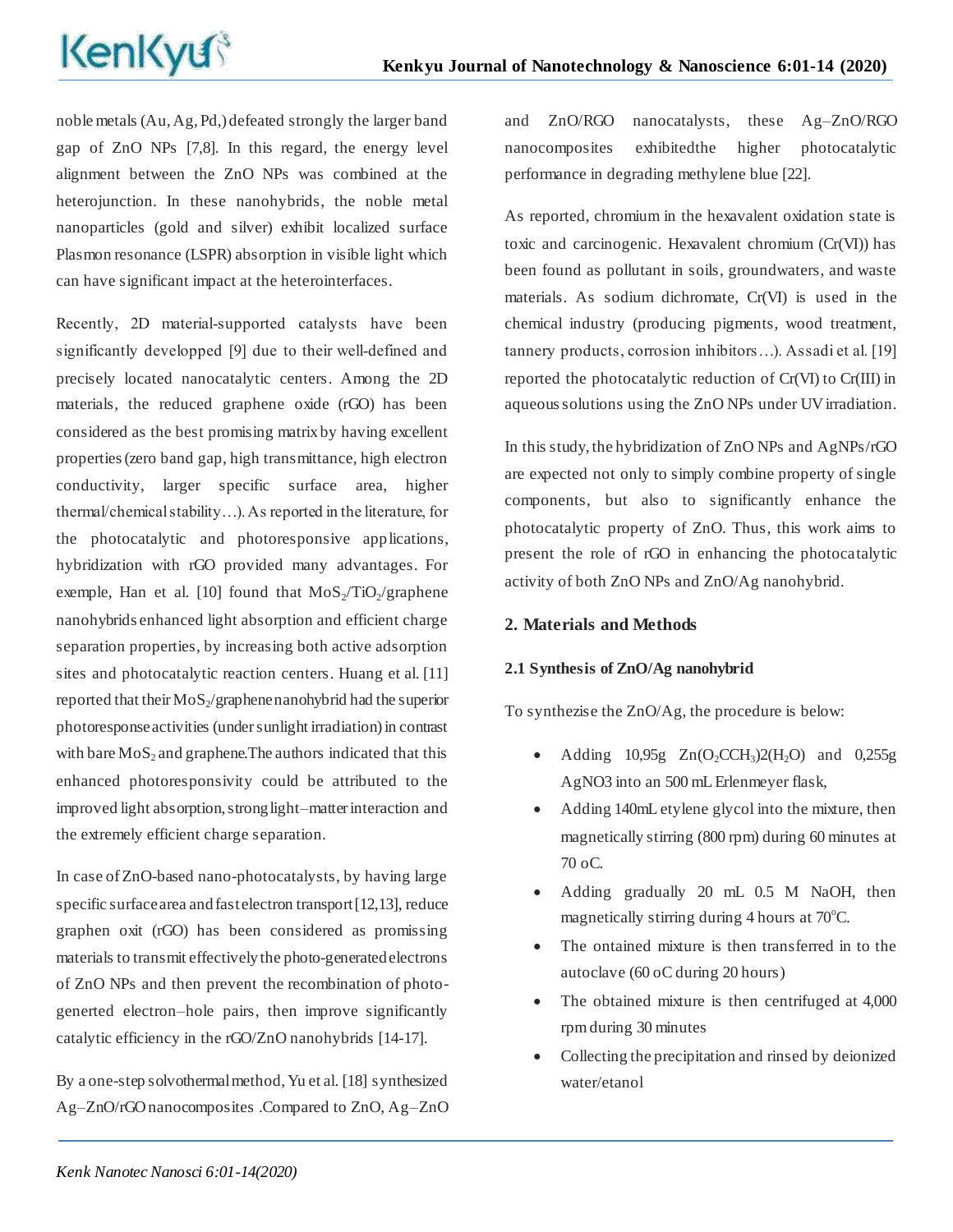noble metals (Au, Ag, Pd,) defeated strongly the larger band gap of ZnO NPs [7,8]. In this regard, the energy level alignment between the ZnO NPs was combined at the heterojunction. In these nanohybrids, the noble metal nanoparticles (gold and silver) exhibit localized surface Plasmon resonance (LSPR) absorption in visible light which can have significant impact at the heterointerfaces.

Recently, 2D material-supported catalysts have been significantly developped [9] due to their well-defined and precisely located nanocatalytic centers. Among the 2D materials, the reduced graphene oxide (rGO) has been considered as the best promising matrix by having excellent properties (zero band gap, high transmittance, high electron conductivity, larger specific surface area, higher thermal/chemical stability…). As reported in the literature, for the photocatalytic and photoresponsive applications, hybridization with rGO provided many advantages. For exemple, Han et al. [10] found that $MoS_2/TiO_2$/graphene nanohybrids enhanced light absorption and efficient charge separation properties, by increasing both active adsorption sites and photocatalytic reaction centers. Huang et al. [11] reported that their $MoS_2$/graphene nanohybrid had the superior photoresponse activities (under sunlight irradiation) in contrast with bare $MoS_2$ and graphene.The authors indicated that this enhanced photoresponsivity could be attributed to the improved light absorption, strong light–matter interaction and the extremely efficient charge separation.

In case of ZnO-based nano-photocatalysts, by having large specific surface area and fast electron transport [12,13], reduce graphen oxit (rGO) has been considered as promising materials to transmit effectively the photo-generated electrons of ZnO NPs and then prevent the recombination of photo-generted electron–hole pairs, then improve significantly catalytic efficiency in the rGO/ZnO nanohybrids [14-17].

By a one-step solvothermal method, Yu et al. [18] synthesized Ag–ZnO/rGO nanocomposites .Compared to ZnO, Ag–ZnO and ZnO/RGO nanocatalysts, these Ag–ZnO/RGO nanocomposites exhibitedthe higher photocatalytic performance in degrading methylene blue [22].

As reported, chromium in the hexavalent oxidation state is toxic and carcinogenic. Hexavalent chromium (Cr(VI)) has been found as pollutant in soils, groundwaters, and waste materials. As sodium dichromate, Cr(VI) is used in the chemical industry (producing pigments, wood treatment, tannery products, corrosion inhibitors…). Assadi et al. [19] reported the photocatalytic reduction of Cr(VI) to Cr(III) in aqueous solutions using the ZnO NPs under UV irradiation.

In this study, the hybridization of ZnO NPs and AgNPs/rGO are expected not only to simply combine property of single components, but also to significantly enhance the photocatalytic property of ZnO. Thus, this work aims to present the role of rGO in enhancing the photocatalytic activity of both ZnO NPs and ZnO/Ag nanohybrid.

## 2. Materials and Methods

### 2.1 Synthesis of ZnO/Ag nanohybrid

To synthezise the ZnO/Ag, the procedure is below:

- Adding 10,95g $Zn(O_2CCH_3)2(H_2O)$ and 0,255g AgNO3 into an 500 mL Erlenmeyer flask,
- Adding 140mL etylene glycol into the mixture, then magnetically stirring (800 rpm) during 60 minutes at 70 oC.
- Adding gradually 20 mL 0.5 M NaOH, then magnetically stirring during 4 hours at 70$^o$C.
- The ontained mixture is then transferred in to the autoclave (60 oC during 20 hours)
- The obtained mixture is then centrifuged at 4,000 rpm during 30 minutes
- Collecting the precipitation and rinsed by deionized water/etanol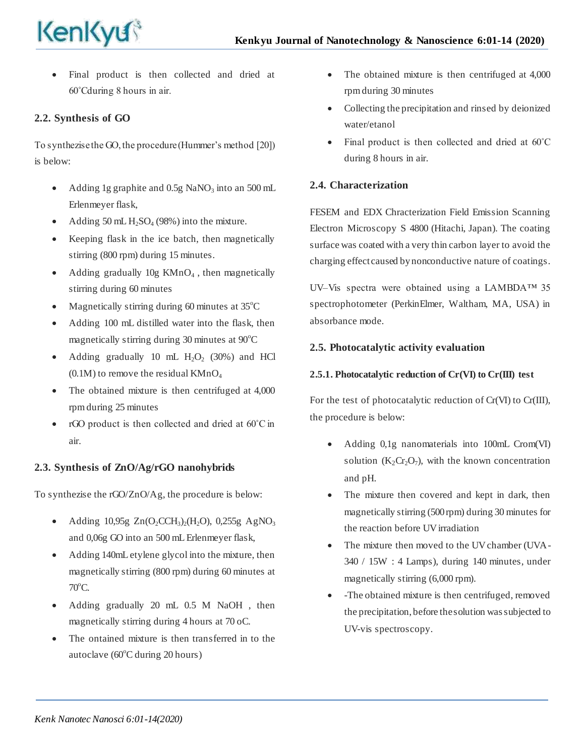- Final product is then collected and dried at 60˚Cduring 8 hours in air.

## 2.2. Synthesis of GO

To synthezise the GO, the procedure (Hummer's method [20]) is below:

- Adding 1g graphite and 0.5g $NaNO_3$ into an 500 mL Erlenmeyer flask,
- Adding 50 mL $H_2SO_4$ (98%) into the mixture.
- Keeping flask in the ice batch, then magnetically stirring (800 rpm) during 15 minutes.
- Adding gradually 10g $KMnO_4$ , then magnetically stirring during 60 minutes
- Magnetically stirring during 60 minutes at 35$^o$C
- Adding 100 mL distilled water into the flask, then magnetically stirring during 30 minutes at 90$^o$C
- Adding gradually 10 mL $H_2O_2$ (30%) and HCl (0.1M) to remove the residual $KMnO_4$
- The obtained mixture is then centrifuged at 4,000 rpm during 25 minutes
- rGO product is then collected and dried at 60˚C in air.

## 2.3. Synthesis of ZnO/Ag/rGO nanohybrids

To synthezise the rGO/ZnO/Ag, the procedure is below:

- Adding 10,95g $Zn(O_2CCH_3)_2(H_2O)$, 0,255g $AgNO_3$ and 0,06g GO into an 500 mL Erlenmeyer flask,
- Adding 140mL etylene glycol into the mixture, then magnetically stirring (800 rpm) during 60 minutes at 70$^o$C.
- Adding gradually 20 mL 0.5 M NaOH , then magnetically stirring during 4 hours at 70 oC.
- The ontained mixture is then transferred in to the autoclave (60$^o$C during 20 hours)
- The obtained mixture is then centrifuged at 4,000 rpm during 30 minutes
- Collecting the precipitation and rinsed by deionized water/etanol
- Final product is then collected and dried at 60˚C during 8 hours in air.

## 2.4. Characterization

FESEM and EDX Chracterization Field Emission Scanning Electron Microscopy S 4800 (Hitachi, Japan). The coating surface was coated with a very thin carbon layer to avoid the charging effect caused by nonconductive nature of coatings.

UV–Vis spectra were obtained using a LAMBDA™ 35 spectrophotometer (PerkinElmer, Waltham, MA, USA) in absorbance mode.

## 2.5. Photocatalytic activity evaluation

### 2.5.1. Photocatalytic reduction of Cr(VI) to Cr(III) test

For the test of photocatalytic reduction of Cr(VI) to Cr(III), the procedure is below:

- Adding 0,1g nanomaterials into 100mL Crom(VI) solution ($K_2Cr_2O_7$), with the known concentration and pH.
- The mixture then covered and kept in dark, then magnetically stirring (500 rpm) during 30 minutes for the reaction before UV irradiation
- The mixture then moved to the UV chamber (UVA-340 / 15W : 4 Lamps), during 140 minutes, under magnetically stirring (6,000 rpm).
- -The obtained mixture is then centrifuged, removed the precipitation, before the solution was subjected to UV-vis spectroscopy.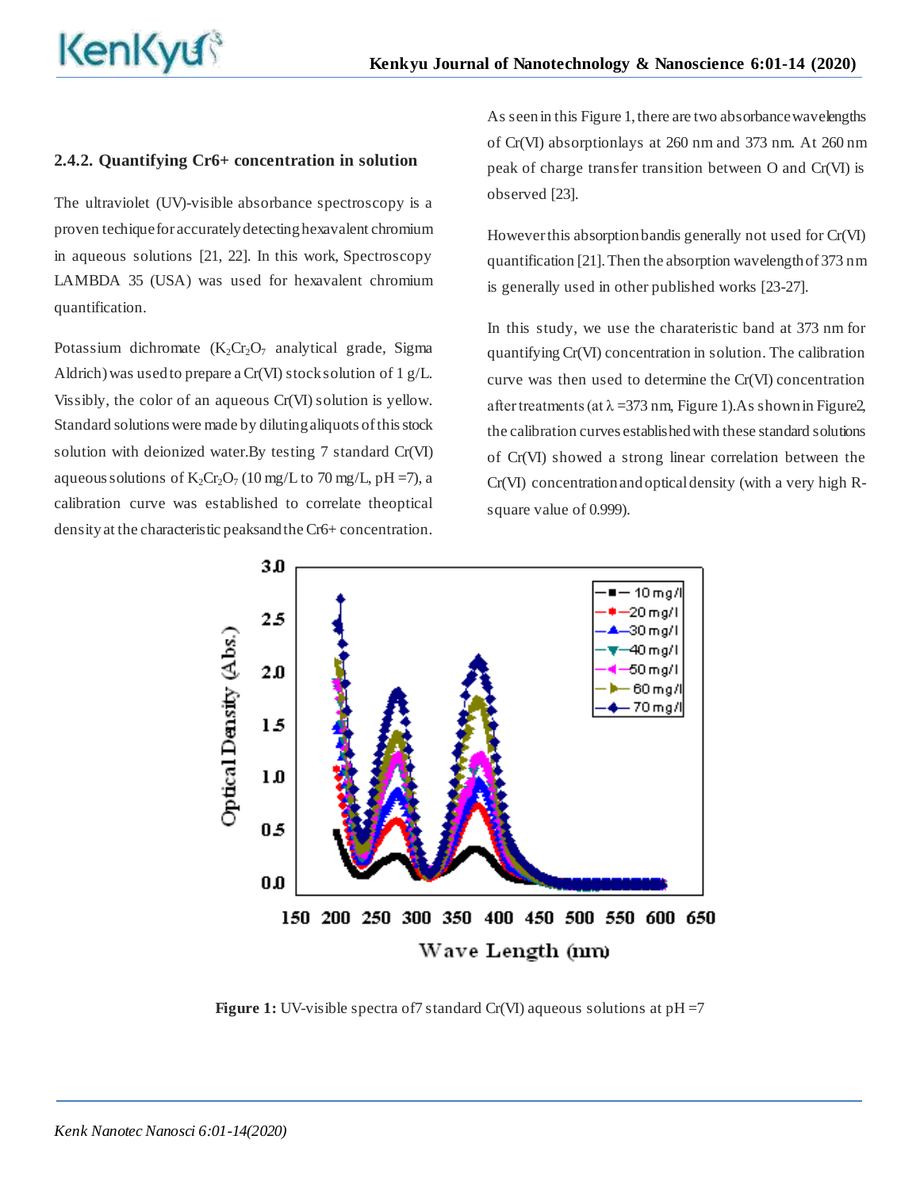### 2.4.2. Quantifying Cr6+ concentration in solution

The ultraviolet (UV)-visible absorbance spectroscopy is a proven techique for accurately detecting hexavalent chromium in aqueous solutions [21, 22]. In this work, Spectroscopy LAMBDA 35 (USA) was used for hexavalent chromium quantification.

Potassium dichromate ($K_2Cr_2O_7$ analytical grade, Sigma Aldrich) was used to prepare a Cr(VI) stock solution of 1 g/L. Vissibly, the color of an aqueous Cr(VI) solution is yellow. Standard solutions were made by diluting aliquots of this stock solution with deionized water.By testing 7 standard Cr(VI) aqueous solutions of $K_2Cr_2O_7$ (10 mg/L to 70 mg/L, pH =7), a calibration curve was established to correlate theoptical density at the characteristic peaksand the Cr6+ concentration.

As seen in this Figure 1, there are two absorbance wavelengths of Cr(VI) absorptionlays at 260 nm and 373 nm. At 260 nm peak of charge transfer transition between O and Cr(VI) is observed [23].

However this absorption bandis generally not used for Cr(VI) quantification [21]. Then the absorption wavelength of 373 nm is generally used in other published works [23-27].

In this study, we use the charateristic band at 373 nm for quantifying Cr(VI) concentration in solution. The calibration curve was then used to determine the Cr(VI) concentration after treatments (at $\lambda$ =373 nm, Figure 1).As shown in Figure2, the calibration curves established with these standard solutions of Cr(VI) showed a strong linear correlation between the Cr(VI) concentration and optical density (with a very high R-square value of 0.999).

**Figure 1:** UV-visible spectra of7 standard Cr(VI) aqueous solutions at pH =7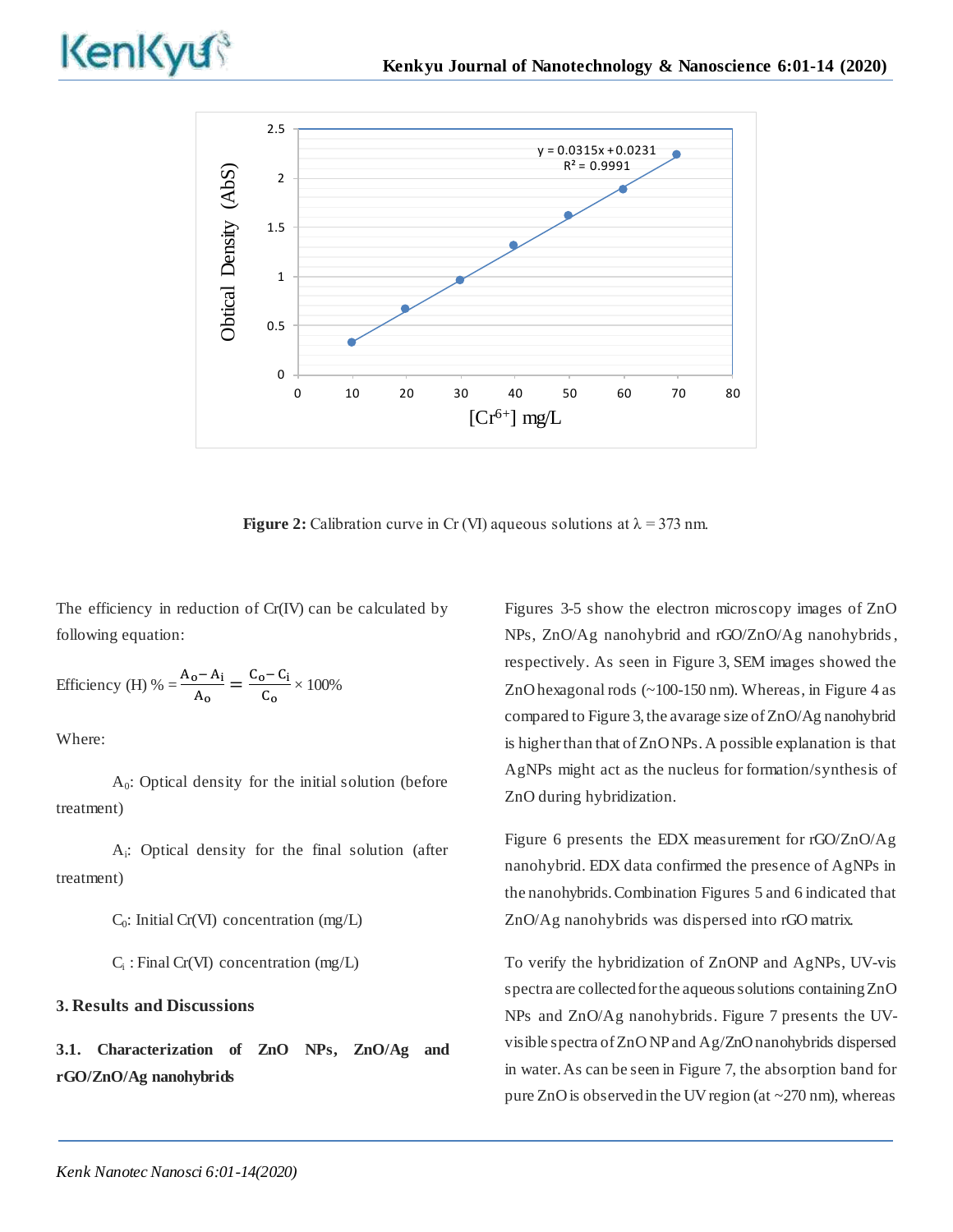Figure 2: Calibration curve in Cr (VI) aqueous solutions at λ = 373 nm.

The efficiency in reduction of Cr(IV) can be calculated by following equation:

$$\text{Efficiency (H) \%} = \frac{A_o - A_i}{A_o} = \frac{C_o - C_i}{C_o} \times 100\%$$

Where:

$A_0$: Optical density for the initial solution (before treatment)

$A_i$: Optical density for the final solution (after treatment)

$C_0$: Initial Cr(VI) concentration (mg/L)

$C_i$ : Final Cr(VI) concentration (mg/L)

## 3. Results and Discussions

### 3.1. Characterization of ZnO NPs, ZnO/Ag and rGO/ZnO/Ag nanohybrids

Figures 3-5 show the electron microscopy images of ZnO NPs, ZnO/Ag nanohybrid and rGO/ZnO/Ag nanohybrids, respectively. As seen in Figure 3, SEM images showed the ZnO hexagonal rods (~100-150 nm). Whereas, in Figure 4 as compared to Figure 3, the avarage size of ZnO/Ag nanohybrid is higher than that of ZnO NPs. A possible explanation is that AgNPs might act as the nucleus for formation/synthesis of ZnO during hybridization.

Figure 6 presents the EDX measurement for rGO/ZnO/Ag nanohybrid. EDX data confirmed the presence of AgNPs in the nanohybrids. Combination Figures 5 and 6 indicated that ZnO/Ag nanohybrids was dispersed into rGO matrix.

To verify the hybridization of ZnONP and AgNPs, UV-vis spectra are collected for the aqueous solutions containing ZnO NPs and ZnO/Ag nanohybrids. Figure 7 presents the UV-visible spectra of ZnO NP and Ag/ZnO nanohybrids dispersed in water. As can be seen in Figure 7, the absorption band for pure ZnO is observed in the UV region (at ~270 nm), whereas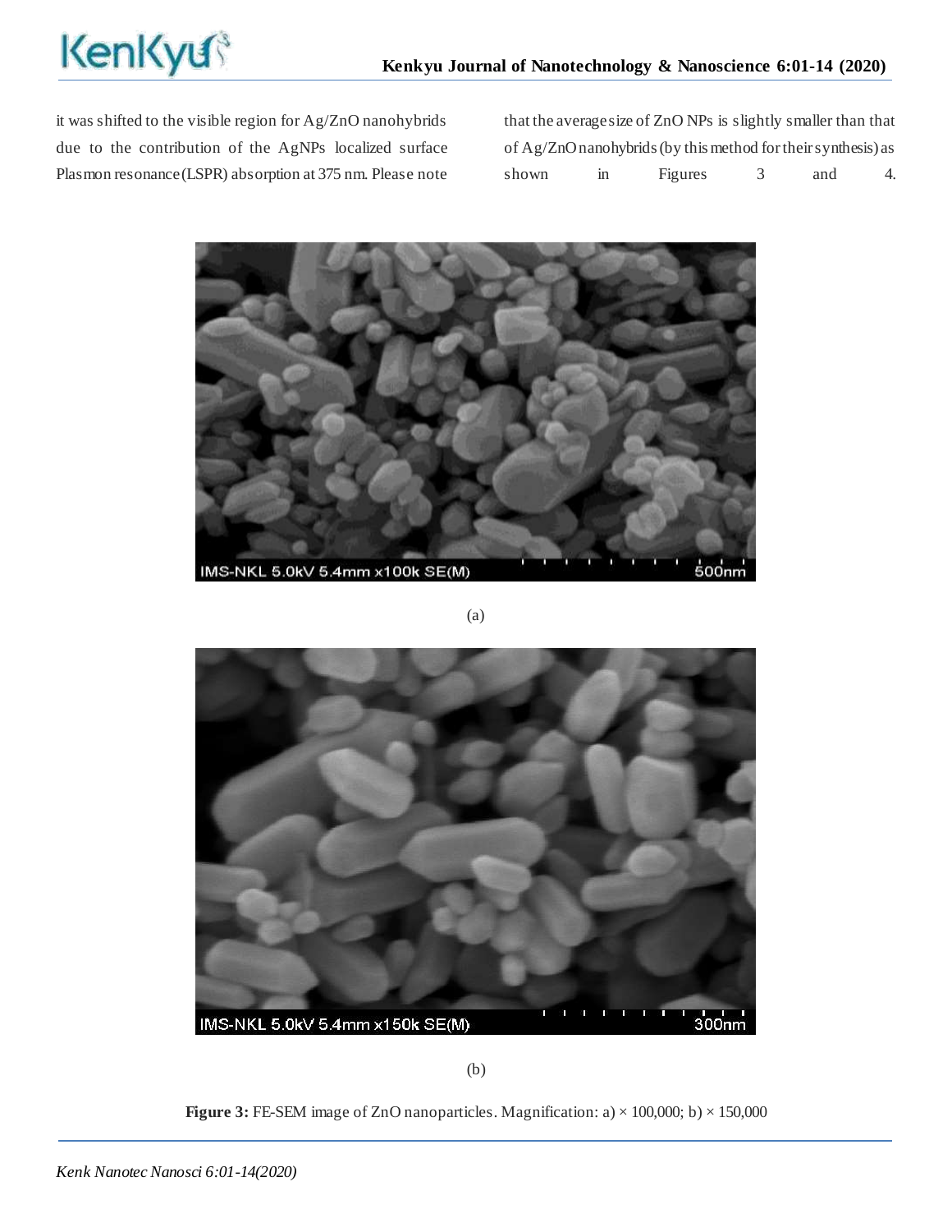it was shifted to the visible region for Ag/ZnO nanohybrids due to the contribution of the AgNPs localized surface Plasmon resonance (LSPR) absorption at 375 nm. Please note that the average size of ZnO NPs is slightly smaller than that of Ag/ZnO nanohybrids (by this method for their synthesis) as shown in Figures 3 and 4.

(a)

(b)

**Figure 3:** FE-SEM image of ZnO nanoparticles. Magnification: a) × 100,000; b) × 150,000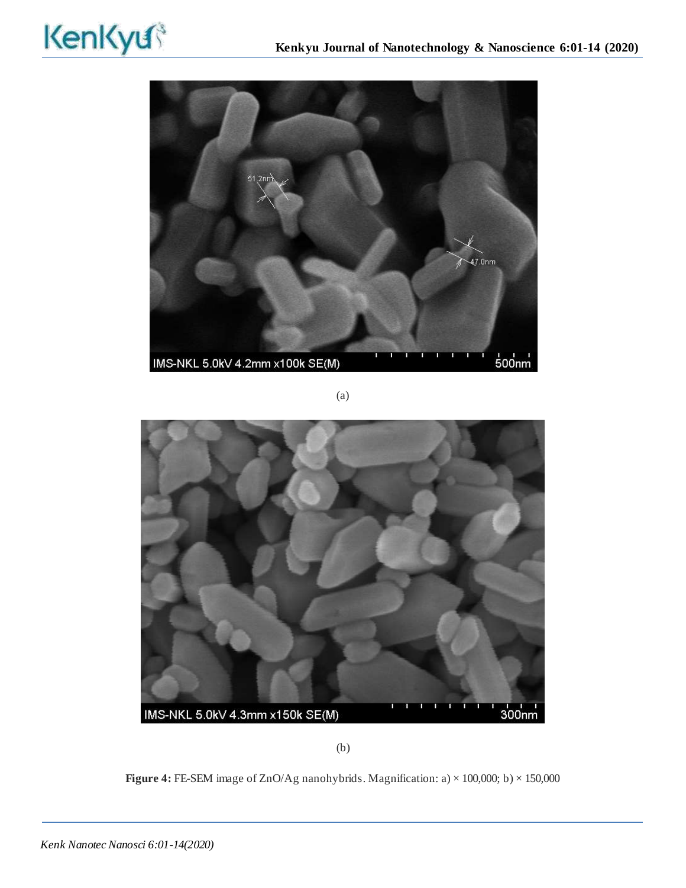(a)

(b)

**Figure 4:** FE-SEM image of ZnO/Ag nanohybrids. Magnification: a) × 100,000; b) × 150,000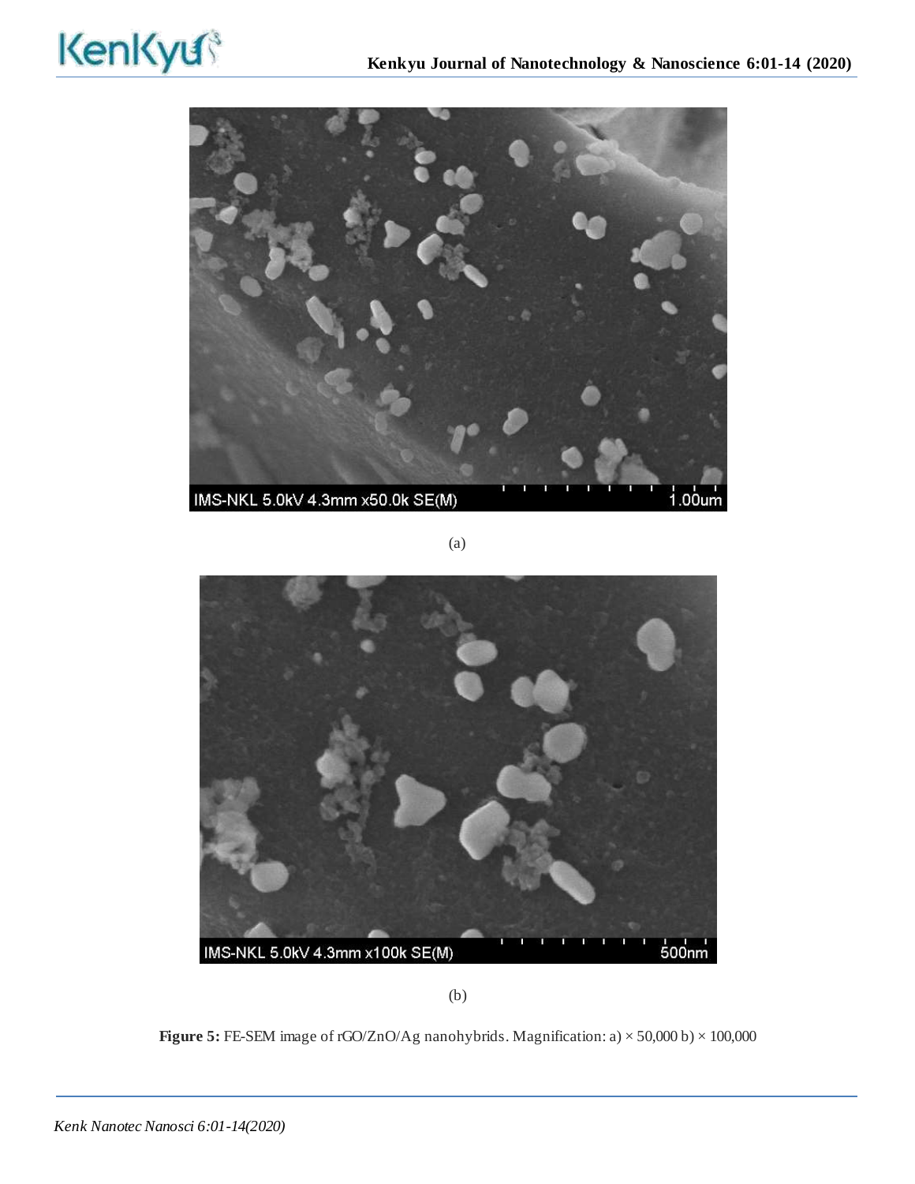(a)

(b)

**Figure 5:** FE-SEM image of rGO/ZnO/Ag nanohybrids. Magnification: a) × 50,000 b) × 100,000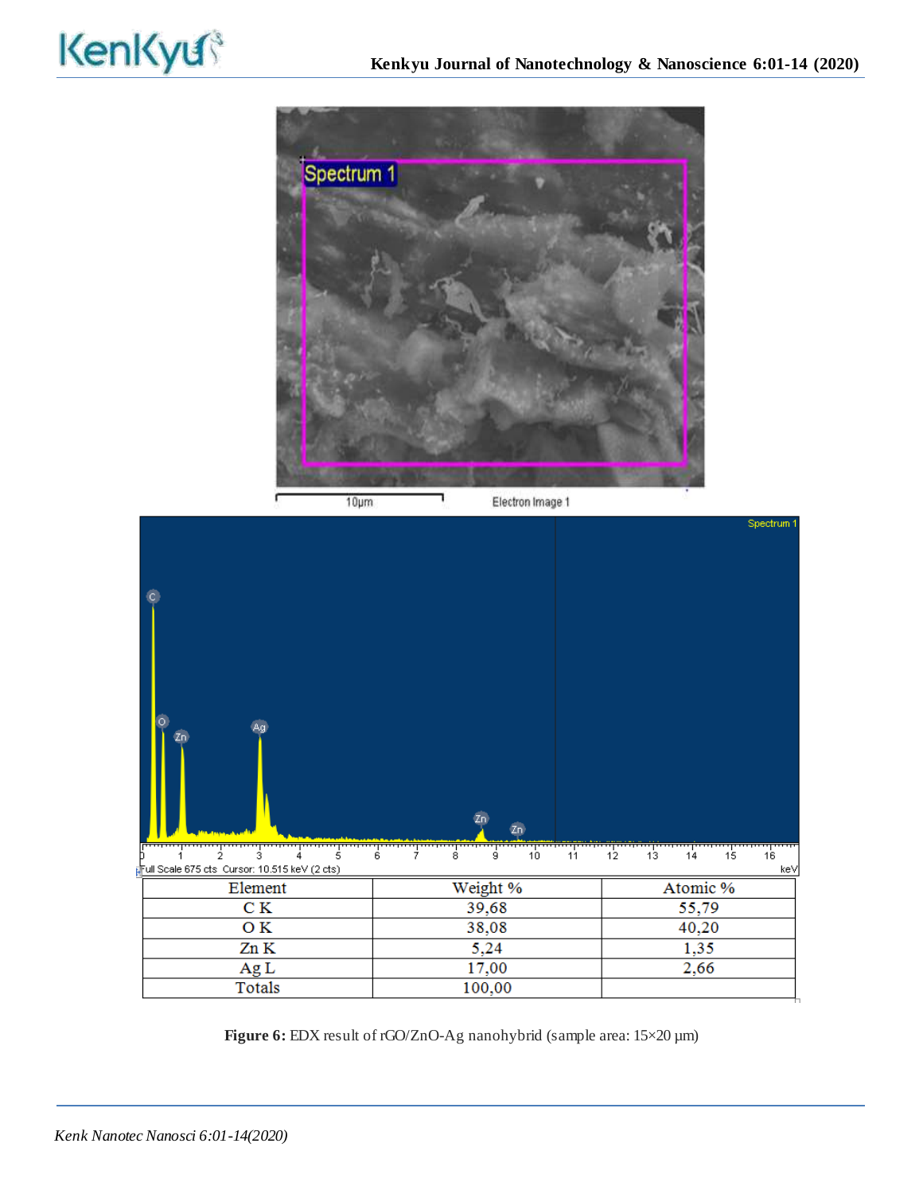| Element | Weight % | Atomic % |
| --- | --- | --- |
| C K | 39,68 | 55,79 |
| O K | 38,08 | 40,20 |
| Zn K | 5,24 | 1,35 |
| Ag L | 17,00 | 2,66 |
| Totals | 100,00 | |

**Figure 6:** EDX result of rGO/ZnO-Ag nanohybrid (sample area: 15×20 μm)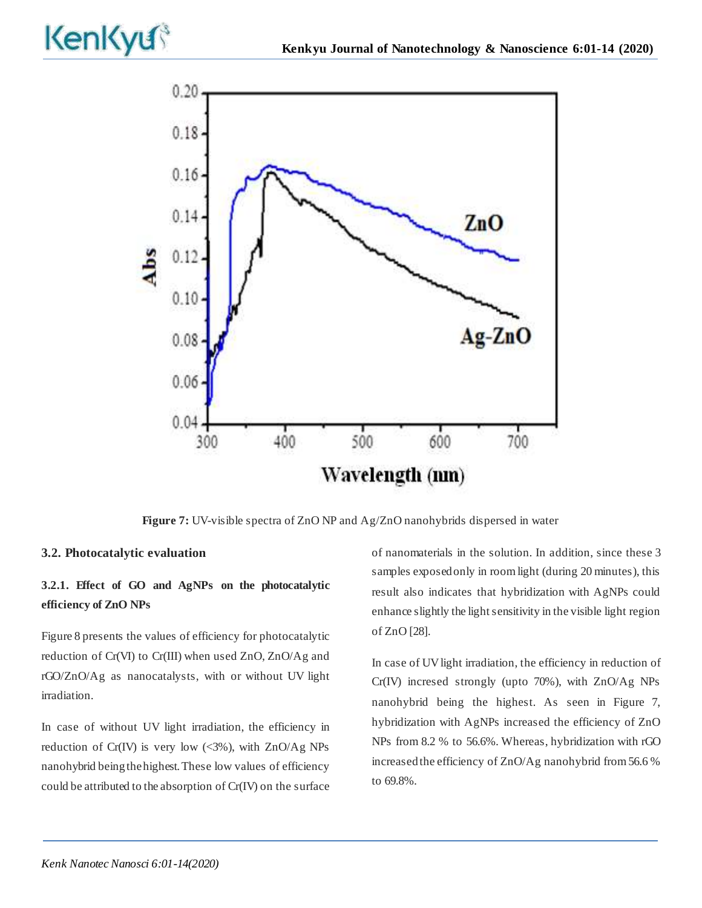Figure 7: UV-visible spectra of ZnO NP and Ag/ZnO nanohybrids dispersed in water

### 3.2. Photocatalytic evaluation

#### 3.2.1. Effect of GO and AgNPs on the photocatalytic efficiency of ZnO NPs

Figure 8 presents the values of efficiency for photocatalytic reduction of Cr(VI) to Cr(III) when used ZnO, ZnO/Ag and rGO/ZnO/Ag as nanocatalysts, with or without UV light irradiation.

In case of without UV light irradiation, the efficiency in reduction of Cr(IV) is very low (<3%), with ZnO/Ag NPs nanohybrid being the highest. These low values of efficiency could be attributed to the absorption of Cr(IV) on the surface of nanomaterials in the solution. In addition, since these 3 samples exposed only in room light (during 20 minutes), this result also indicates that hybridization with AgNPs could enhance slightly the light sensitivity in the visible light region of ZnO [28].

In case of UV light irradiation, the efficiency in reduction of Cr(IV) incresed strongly (upto 70%), with ZnO/Ag NPs nanohybrid being the highest. As seen in Figure 7, hybridization with AgNPs increased the efficiency of ZnO NPs from 8.2 % to 56.6%. Whereas, hybridization with rGO increased the efficiency of ZnO/Ag nanohybrid from 56.6 % to 69.8%.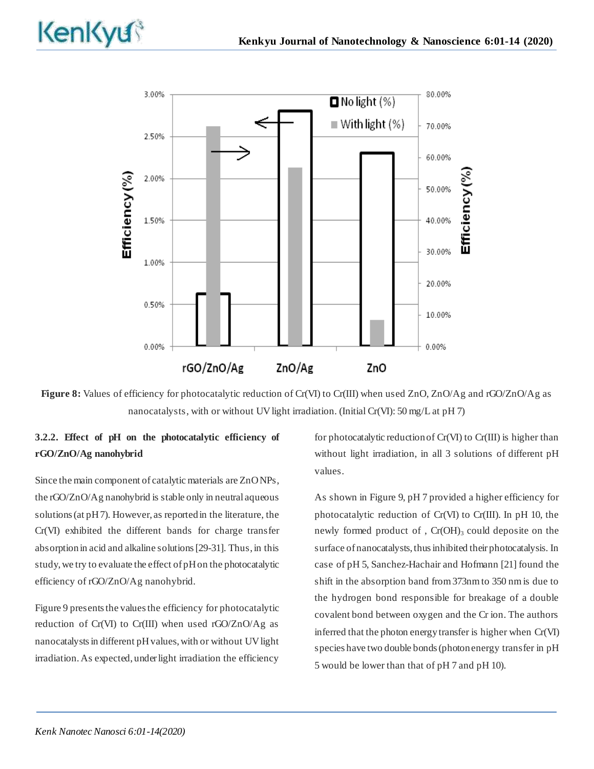**Figure 8:** Values of efficiency for photocatalytic reduction of Cr(VI) to Cr(III) when used ZnO, ZnO/Ag and rGO/ZnO/Ag as nanocatalysts, with or without UV light irradiation. (Initial Cr(VI): 50 mg/L at pH 7)

#### 3.2.2. Effect of pH on the photocatalytic efficiency of rGO/ZnO/Ag nanohybrid

Since the main component of catalytic materials are ZnO NPs, the rGO/ZnO/Ag nanohybrid is stable only in neutral aqueous solutions (at pH 7). However, as reported in the literature, the Cr(VI) exhibited the different bands for charge transfer absorption in acid and alkaline solutions [29-31]. Thus, in this study, we try to evaluate the effect of pH on the photocatalytic efficiency of rGO/ZnO/Ag nanohybrid.

Figure 9 presents the values the efficiency for photocatalytic reduction of Cr(VI) to Cr(III) when used rGO/ZnO/Ag as nanocatalysts in different pH values, with or without UV light irradiation. As expected, under light irradiation the efficiency for photocatalytic reduction of Cr(VI) to Cr(III) is higher than without light irradiation, in all 3 solutions of different pH values.

As shown in Figure 9, pH 7 provided a higher efficiency for photocatalytic reduction of Cr(VI) to Cr(III). In pH 10, the newly formed product of , $Cr(OH)_3$ could deposite on the surface of nanocatalysts, thus inhibited their photocatalysis. In case of pH 5, Sanchez-Hachair and Hofmann [21] found the shift in the absorption band from 373nm to 350 nm is due to the hydrogen bond responsible for breakage of a double covalent bond between oxygen and the Cr ion. The authors inferred that the photon energy transfer is higher when Cr(VI) species have two double bonds (photon energy transfer in pH 5 would be lower than that of pH 7 and pH 10).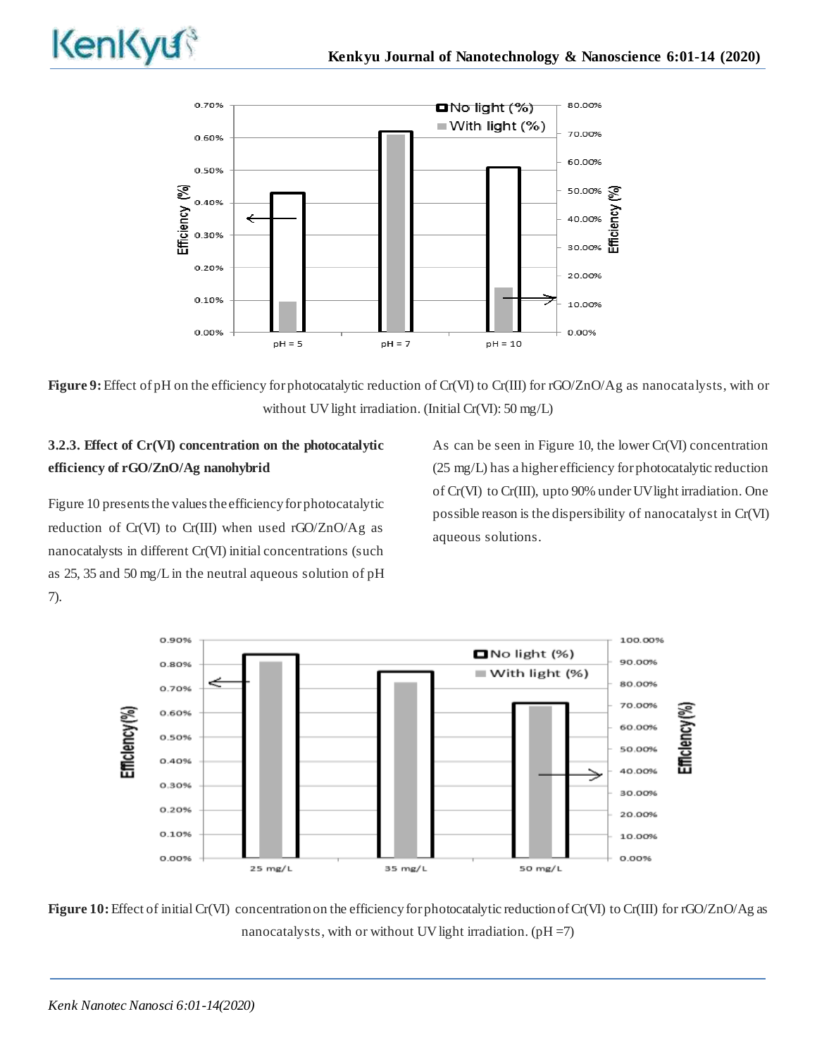Figure 9: Effect of pH on the efficiency for photocatalytic reduction of Cr(VI) to Cr(III) for rGO/ZnO/Ag as nanocatalysts, with or without UV light irradiation. (Initial Cr(VI): 50 mg/L)

### 3.2.3. Effect of Cr(VI) concentration on the photocatalytic efficiency of rGO/ZnO/Ag nanohybrid

Figure 10 presents the values the efficiency for photocatalytic reduction of Cr(VI) to Cr(III) when used rGO/ZnO/Ag as nanocatalysts in different Cr(VI) initial concentrations (such as 25, 35 and 50 mg/L in the neutral aqueous solution of pH 7).

As can be seen in Figure 10, the lower Cr(VI) concentration (25 mg/L) has a higher efficiency for photocatalytic reduction of Cr(VI) to Cr(III), upto 90% under UV light irradiation. One possible reason is the dispersibility of nanocatalyst in Cr(VI) aqueous solutions.

Figure 10: Effect of initial Cr(VI) concentration on the efficiency for photocatalytic reduction of Cr(VI) to Cr(III) for rGO/ZnO/Ag as nanocatalysts, with or without UV light irradiation. (pH =7)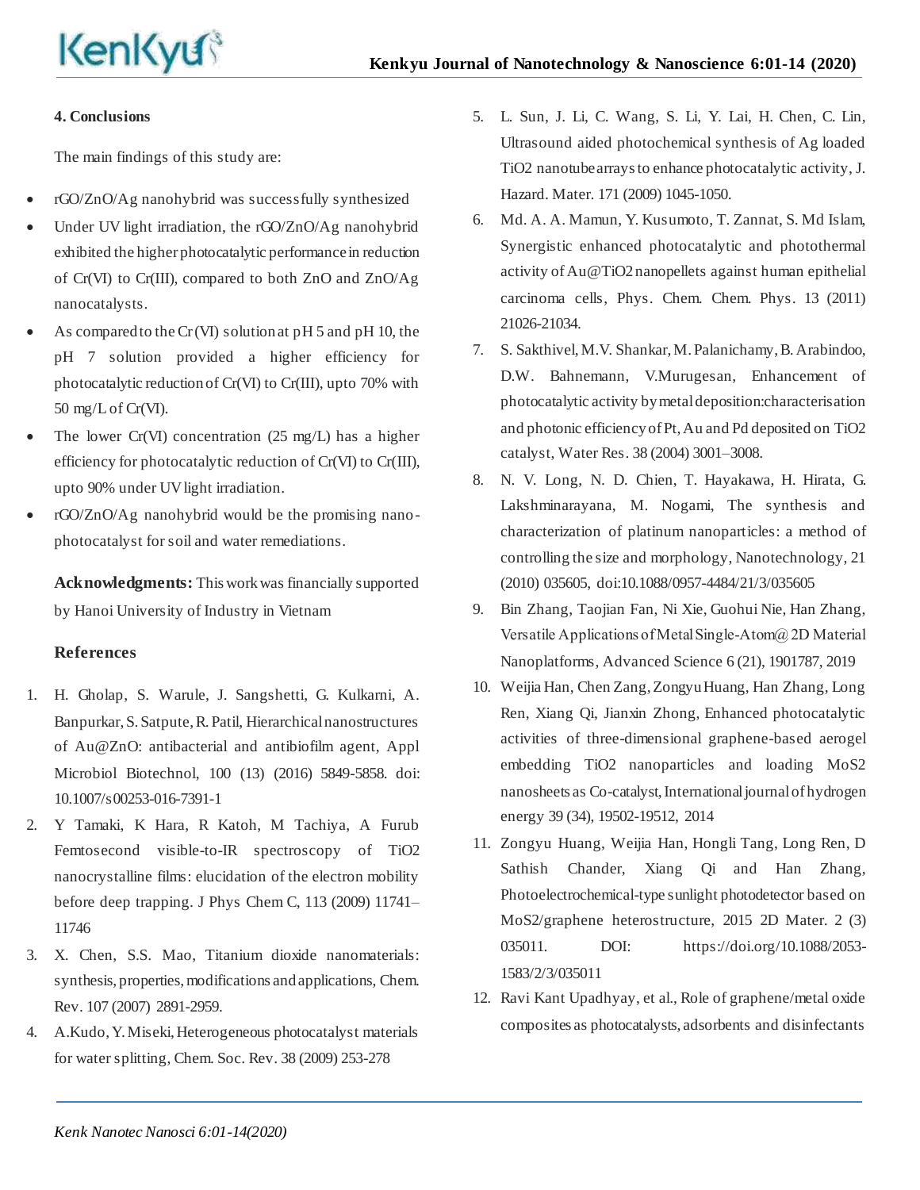## 4. Conclusions

The main findings of this study are:

- rGO/ZnO/Ag nanohybrid was successfully synthesized
- Under UV light irradiation, the rGO/ZnO/Ag nanohybrid exhibited the higher photocatalytic performance in reduction of Cr(VI) to Cr(III), compared to both ZnO and ZnO/Ag nanocatalysts.
- As compared to the Cr (VI) solution at pH 5 and pH 10, the pH 7 solution provided a higher efficiency for photocatalytic reduction of Cr(VI) to Cr(III), upto 70% with 50 mg/L of Cr(VI).
- The lower Cr(VI) concentration (25 mg/L) has a higher efficiency for photocatalytic reduction of Cr(VI) to Cr(III), upto 90% under UV light irradiation.
- rGO/ZnO/Ag nanohybrid would be the promising nano-photocatalyst for soil and water remediations.

**Acknowledgments:** This work was financially supported by Hanoi University of Industry in Vietnam

## References

1. H. Gholap, S. Warule, J. Sangshetti, G. Kulkarni, A. Banpurkar, S. Satpute, R. Patil, Hierarchical nanostructures of Au@ZnO: antibacterial and antibiofilm agent, Appl Microbiol Biotechnol, 100 (13) (2016) 5849-5858. doi: 10.1007/s00253-016-7391-1
2. Y Tamaki, K Hara, R Katoh, M Tachiya, A Furub Femtosecond visible-to-IR spectroscopy of TiO2 nanocrystalline films: elucidation of the electron mobility before deep trapping. J Phys Chem C, 113 (2009) 11741–11746
3. X. Chen, S.S. Mao, Titanium dioxide nanomaterials: synthesis, properties, modifications and applications, Chem. Rev. 107 (2007) 2891-2959.
4. A.Kudo, Y. Miseki, Heterogeneous photocatalyst materials for water splitting, Chem. Soc. Rev. 38 (2009) 253-278
5. L. Sun, J. Li, C. Wang, S. Li, Y. Lai, H. Chen, C. Lin, Ultrasound aided photochemical synthesis of Ag loaded TiO2 nanotube arrays to enhance photocatalytic activity, J. Hazard. Mater. 171 (2009) 1045-1050.
6. Md. A. A. Mamun, Y. Kusumoto, T. Zannat, S. Md Islam, Synergistic enhanced photocatalytic and photothermal activity of Au@TiO2 nanopellets against human epithelial carcinoma cells, Phys. Chem. Chem. Phys. 13 (2011) 21026-21034.
7. S. Sakthivel, M.V. Shankar, M. Palanichamy, B. Arabindoo, D.W. Bahnemann, V.Murugesan, Enhancement of photocatalytic activity by metal deposition:characterisation and photonic efficiency of Pt, Au and Pd deposited on TiO2 catalyst, Water Res. 38 (2004) 3001–3008.
8. N. V. Long, N. D. Chien, T. Hayakawa, H. Hirata, G. Lakshminarayana, M. Nogami, The synthesis and characterization of platinum nanoparticles: a method of controlling the size and morphology, Nanotechnology, 21 (2010) 035605, doi:10.1088/0957-4484/21/3/035605
9. Bin Zhang, Taojian Fan, Ni Xie, Guohui Nie, Han Zhang, Versatile Applications of Metal Single-Atom@ 2D Material Nanoplatforms, Advanced Science 6 (21), 1901787, 2019
10. Weijia Han, Chen Zang, Zongyu Huang, Han Zhang, Long Ren, Xiang Qi, Jianxin Zhong, Enhanced photocatalytic activities of three-dimensional graphene-based aerogel embedding TiO2 nanoparticles and loading MoS2 nanosheets as Co-catalyst, International journal of hydrogen energy 39 (34), 19502-19512, 2014
11. Zongyu Huang, Weijia Han, Hongli Tang, Long Ren, D Sathish Chander, Xiang Qi and Han Zhang, Photoelectrochemical-type sunlight photodetector based on MoS2/graphene heterostructure, 2015 2D Mater. 2 (3) 035011. DOI: https://doi.org/10.1088/2053-1583/2/3/035011
12. Ravi Kant Upadhyay, et al., Role of graphene/metal oxide composites as photocatalysts, adsorbents and disinfectants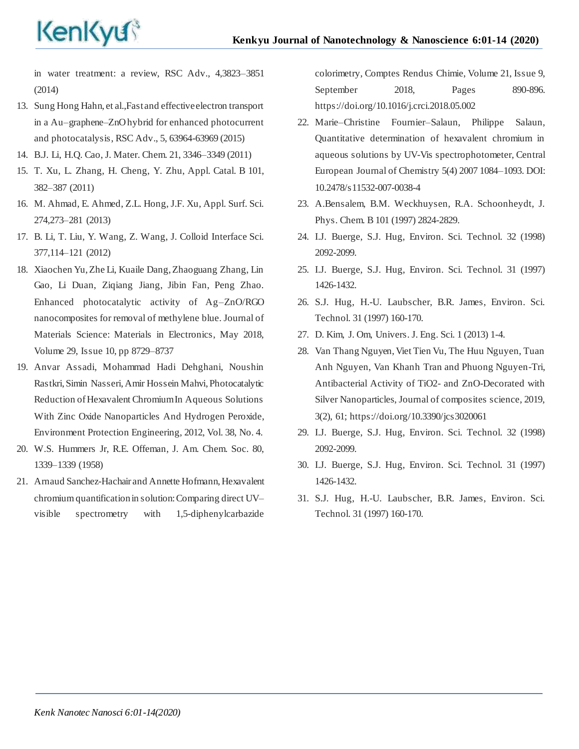in water treatment: a review, RSC Adv., 4,3823–3851 (2014)

13. Sung Hong Hahn, et al.,Fast and effective electron transport in a Au–graphene–ZnO hybrid for enhanced photocurrent and photocatalysis, RSC Adv., 5, 63964-63969 (2015)
14. B.J. Li, H.Q. Cao, J. Mater. Chem. 21, 3346–3349 (2011)
15. T. Xu, L. Zhang, H. Cheng, Y. Zhu, Appl. Catal. B 101, 382–387 (2011)
16. M. Ahmad, E. Ahmed, Z.L. Hong, J.F. Xu, Appl. Surf. Sci. 274,273–281 (2013)
17. B. Li, T. Liu, Y. Wang, Z. Wang, J. Colloid Interface Sci. 377,114–121 (2012)
18. Xiaochen Yu, Zhe Li, Kuaile Dang, Zhaoguang Zhang, Lin Gao, Li Duan, Ziqiang Jiang, Jibin Fan, Peng Zhao. Enhanced photocatalytic activity of Ag–ZnO/RGO nanocomposites for removal of methylene blue. Journal of Materials Science: Materials in Electronics, May 2018, Volume 29, Issue 10, pp 8729–8737
19. Anvar Assadi, Mohammad Hadi Dehghani, Noushin Rastkri, Simin Nasseri, Amir Hossein Mahvi, Photocatalytic Reduction of Hexavalent Chromium In Aqueous Solutions With Zinc Oxide Nanoparticles And Hydrogen Peroxide, Environment Protection Engineering, 2012, Vol. 38, No. 4.
20. W.S. Hummers Jr, R.E. Offeman, J. Am. Chem. Soc. 80, 1339–1339 (1958)
21. Arnaud Sanchez-Hachair and Annette Hofmann, Hexavalent chromium quantification in solution: Comparing direct UV–visible spectrometry with 1,5-diphenylcarbazide colorimetry, Comptes Rendus Chimie, Volume 21, Issue 9, September 2018, Pages 890-896. https://doi.org/10.1016/j.crci.2018.05.002
22. Marie–Christine Fournier–Salaun, Philippe Salaun, Quantitative determination of hexavalent chromium in aqueous solutions by UV-Vis spectrophotometer, Central European Journal of Chemistry 5(4) 2007 1084–1093. DOI: 10.2478/s11532-007-0038-4
23. A.Bensalem, B.M. Weckhuysen, R.A. Schoonheydt, J. Phys. Chem. B 101 (1997) 2824-2829.
24. I.J. Buerge, S.J. Hug, Environ. Sci. Technol. 32 (1998) 2092-2099.
25. I.J. Buerge, S.J. Hug, Environ. Sci. Technol. 31 (1997) 1426-1432.
26. S.J. Hug, H.-U. Laubscher, B.R. James, Environ. Sci. Technol. 31 (1997) 160-170.
27. D. Kim, J. Om, Univers. J. Eng. Sci. 1 (2013) 1-4.
28. Van Thang Nguyen, Viet Tien Vu, The Huu Nguyen, Tuan Anh Nguyen, Van Khanh Tran and Phuong Nguyen-Tri, Antibacterial Activity of TiO2- and ZnO-Decorated with Silver Nanoparticles, Journal of composites science, 2019, 3(2), 61; https://doi.org/10.3390/jcs3020061
29. I.J. Buerge, S.J. Hug, Environ. Sci. Technol. 32 (1998) 2092-2099.
30. I.J. Buerge, S.J. Hug, Environ. Sci. Technol. 31 (1997) 1426-1432.
31. S.J. Hug, H.-U. Laubscher, B.R. James, Environ. Sci. Technol. 31 (1997) 160-170.